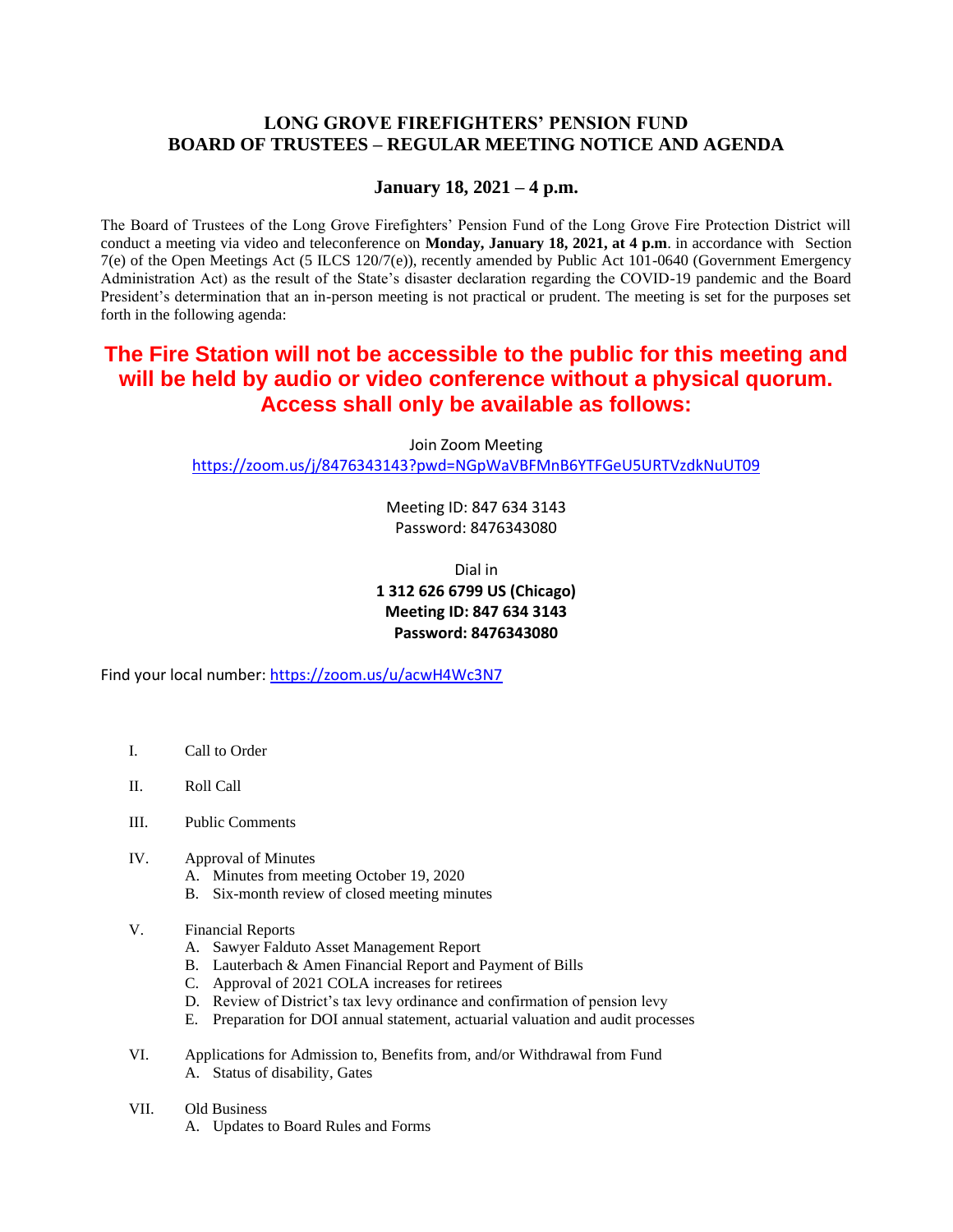# LONG GROVE FIREFIGHTERS' PENSION FUND
# BOARD OF TRUSTEES – REGULAR MEETING NOTICE AND AGENDA

## January 18, 2021 – 4 p.m.

The Board of Trustees of the Long Grove Firefighters' Pension Fund of the Long Grove Fire Protection District will conduct a meeting via video and teleconference on **Monday, January 18, 2021, at 4 p.m**. in accordance with Section 7(e) of the Open Meetings Act (5 ILCS 120/7(e)), recently amended by Public Act 101-0640 (Government Emergency Administration Act) as the result of the State's disaster declaration regarding the COVID-19 pandemic and the Board President's determination that an in-person meeting is not practical or prudent. The meeting is set for the purposes set forth in the following agenda:

**The Fire Station will not be accessible to the public for this meeting and will be held by audio or video conference without a physical quorum. Access shall only be available as follows:**

Join Zoom Meeting
https://zoom.us/j/8476343143?pwd=NGpWaVBFMnB6YTFGeU5URTVzdkNuUT09

Meeting ID: 847 634 3143
Password: 8476343080

Dial in
**1 312 626 6799 US (Chicago)**
**Meeting ID: 847 634 3143**
**Password: 8476343080**

Find your local number: https://zoom.us/u/acwH4Wc3N7

I. Call to Order

II. Roll Call

III. Public Comments

IV. Approval of Minutes
   - A. Minutes from meeting October 19, 2020
   - B. Six-month review of closed meeting minutes

V. Financial Reports
   - A. Sawyer Falduto Asset Management Report
   - B. Lauterbach & Amen Financial Report and Payment of Bills
   - C. Approval of 2021 COLA increases for retirees
   - D. Review of District's tax levy ordinance and confirmation of pension levy
   - E. Preparation for DOI annual statement, actuarial valuation and audit processes

VI. Applications for Admission to, Benefits from, and/or Withdrawal from Fund
   - A. Status of disability, Gates

VII. Old Business
   - A. Updates to Board Rules and Forms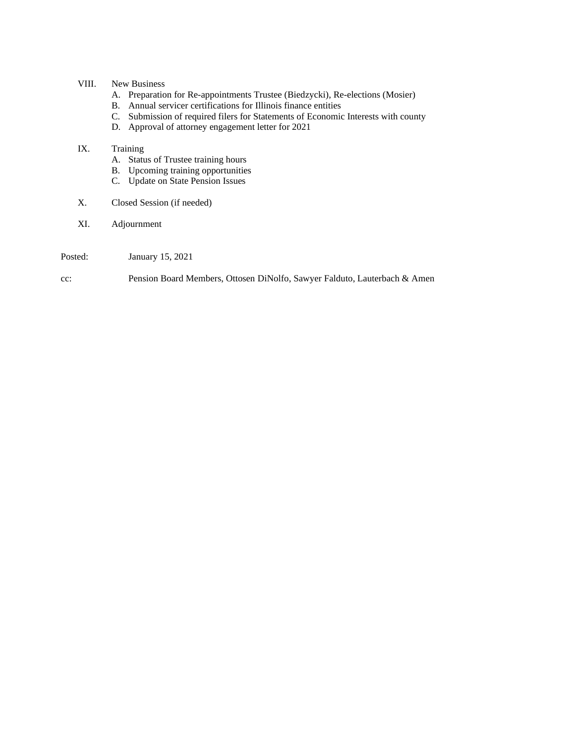VIII. New Business
   A. Preparation for Re-appointments Trustee (Biedzycki), Re-elections (Mosier)
   B. Annual servicer certifications for Illinois finance entities
   C. Submission of required filers for Statements of Economic Interests with county
   D. Approval of attorney engagement letter for 2021

IX. Training
   A. Status of Trustee training hours
   B. Upcoming training opportunities
   C. Update on State Pension Issues

X. Closed Session (if needed)

XI. Adjournment

Posted: January 15, 2021

cc: Pension Board Members, Ottosen DiNolfo, Sawyer Falduto, Lauterbach & Amen